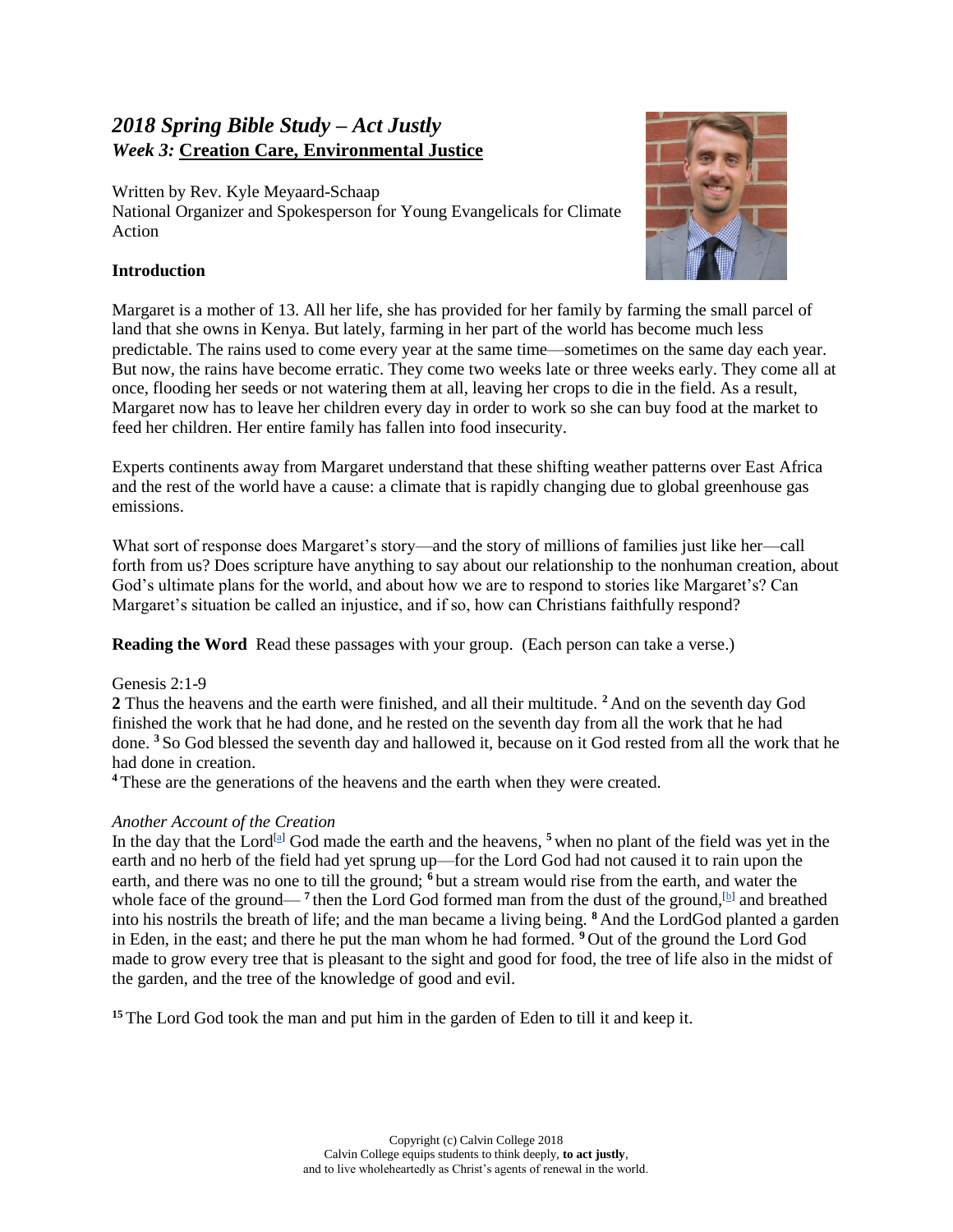## *2018 Spring Bible Study – Act Justly*
### *Week 3:* **Creation Care, Environmental Justice**

Written by Rev. Kyle Meyaard-Schaap
National Organizer and Spokesperson for Young Evangelicals for Climate Action

**Introduction**

Margaret is a mother of 13. All her life, she has provided for her family by farming the small parcel of land that she owns in Kenya. But lately, farming in her part of the world has become much less predictable. The rains used to come every year at the same time—sometimes on the same day each year. But now, the rains have become erratic. They come two weeks late or three weeks early. They come all at once, flooding her seeds or not watering them at all, leaving her crops to die in the field. As a result, Margaret now has to leave her children every day in order to work so she can buy food at the market to feed her children. Her entire family has fallen into food insecurity.

Experts continents away from Margaret understand that these shifting weather patterns over East Africa and the rest of the world have a cause: a climate that is rapidly changing due to global greenhouse gas emissions.

What sort of response does Margaret's story—and the story of millions of families just like her—call forth from us? Does scripture have anything to say about our relationship to the nonhuman creation, about God's ultimate plans for the world, and about how we are to respond to stories like Margaret's? Can Margaret's situation be called an injustice, and if so, how can Christians faithfully respond?

**Reading the Word** Read these passages with your group. (Each person can take a verse.)

Genesis 2:1-9

**2** Thus the heavens and the earth were finished, and all their multitude. **2** And on the seventh day God finished the work that he had done, and he rested on the seventh day from all the work that he had done. **3** So God blessed the seventh day and hallowed it, because on it God rested from all the work that he had done in creation.

**4** These are the generations of the heavens and the earth when they were created.

*Another Account of the Creation*

In the day that the Lord[a] God made the earth and the heavens, **5** when no plant of the field was yet in the earth and no herb of the field had yet sprung up—for the Lord God had not caused it to rain upon the earth, and there was no one to till the ground; **6** but a stream would rise from the earth, and water the whole face of the ground— **7** then the Lord God formed man from the dust of the ground,[b] and breathed into his nostrils the breath of life; and the man became a living being. **8** And the LordGod planted a garden in Eden, in the east; and there he put the man whom he had formed. **9** Out of the ground the Lord God made to grow every tree that is pleasant to the sight and good for food, the tree of life also in the midst of the garden, and the tree of the knowledge of good and evil.

**15** The Lord God took the man and put him in the garden of Eden to till it and keep it.

Copyright (c) Calvin College 2018
Calvin College equips students to think deeply, **to act justly**, and to live wholeheartedly as Christ's agents of renewal in the world.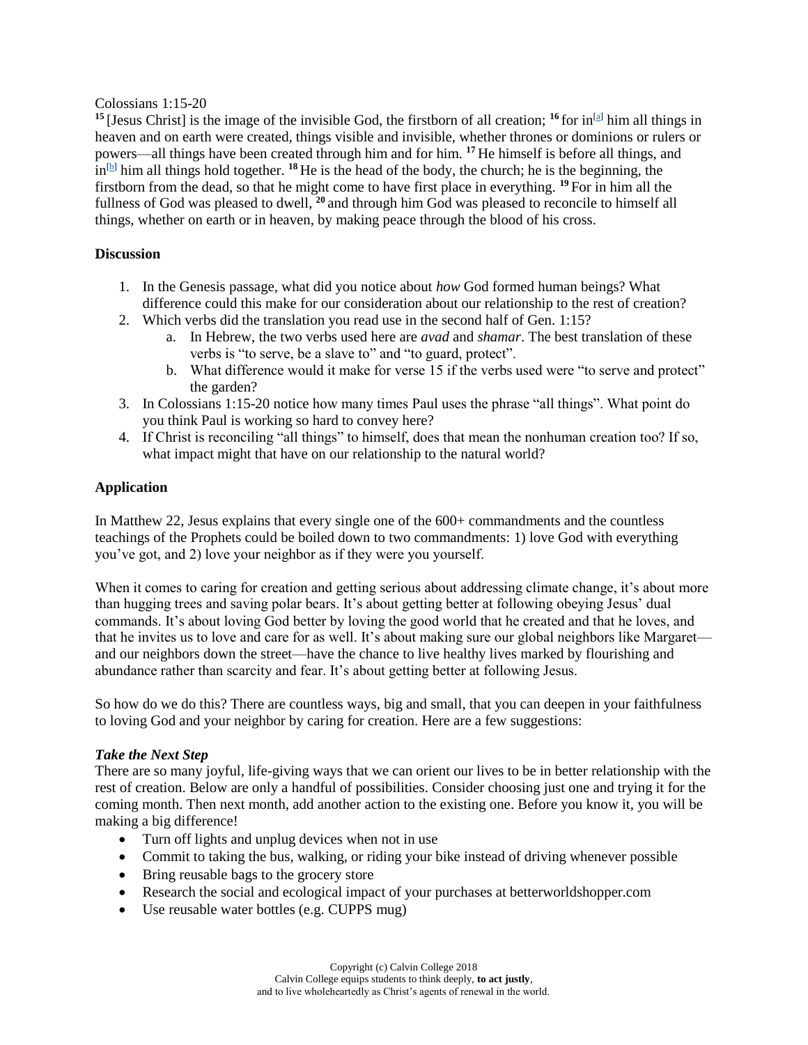Colossians 1:15-20

15 [Jesus Christ] is the image of the invisible God, the firstborn of all creation; 16 for in[a] him all things in heaven and on earth were created, things visible and invisible, whether thrones or dominions or rulers or powers—all things have been created through him and for him. 17 He himself is before all things, and in[b] him all things hold together. 18 He is the head of the body, the church; he is the beginning, the firstborn from the dead, so that he might come to have first place in everything. 19 For in him all the fullness of God was pleased to dwell, 20 and through him God was pleased to reconcile to himself all things, whether on earth or in heaven, by making peace through the blood of his cross.

**Discussion**

1. In the Genesis passage, what did you notice about *how* God formed human beings? What difference could this make for our consideration about our relationship to the rest of creation?
2. Which verbs did the translation you read use in the second half of Gen. 1:15?
   a. In Hebrew, the two verbs used here are *avad* and *shamar*. The best translation of these verbs is "to serve, be a slave to" and "to guard, protect".
   b. What difference would it make for verse 15 if the verbs used were "to serve and protect" the garden?
3. In Colossians 1:15-20 notice how many times Paul uses the phrase "all things". What point do you think Paul is working so hard to convey here?
4. If Christ is reconciling "all things" to himself, does that mean the nonhuman creation too? If so, what impact might that have on our relationship to the natural world?

**Application**

In Matthew 22, Jesus explains that every single one of the 600+ commandments and the countless teachings of the Prophets could be boiled down to two commandments: 1) love God with everything you've got, and 2) love your neighbor as if they were you yourself.

When it comes to caring for creation and getting serious about addressing climate change, it's about more than hugging trees and saving polar bears. It's about getting better at following obeying Jesus' dual commands. It's about loving God better by loving the good world that he created and that he loves, and that he invites us to love and care for as well. It's about making sure our global neighbors like Margaret—and our neighbors down the street—have the chance to live healthy lives marked by flourishing and abundance rather than scarcity and fear. It's about getting better at following Jesus.

So how do we do this? There are countless ways, big and small, that you can deepen in your faithfulness to loving God and your neighbor by caring for creation. Here are a few suggestions:

***Take the Next Step***

There are so many joyful, life-giving ways that we can orient our lives to be in better relationship with the rest of creation. Below are only a handful of possibilities. Consider choosing just one and trying it for the coming month. Then next month, add another action to the existing one. Before you know it, you will be making a big difference!

- Turn off lights and unplug devices when not in use
- Commit to taking the bus, walking, or riding your bike instead of driving whenever possible
- Bring reusable bags to the grocery store
- Research the social and ecological impact of your purchases at betterworldshopper.com
- Use reusable water bottles (e.g. CUPPS mug)

Copyright (c) Calvin College 2018
Calvin College equips students to think deeply, **to act justly**,
and to live wholeheartedly as Christ's agents of renewal in the world.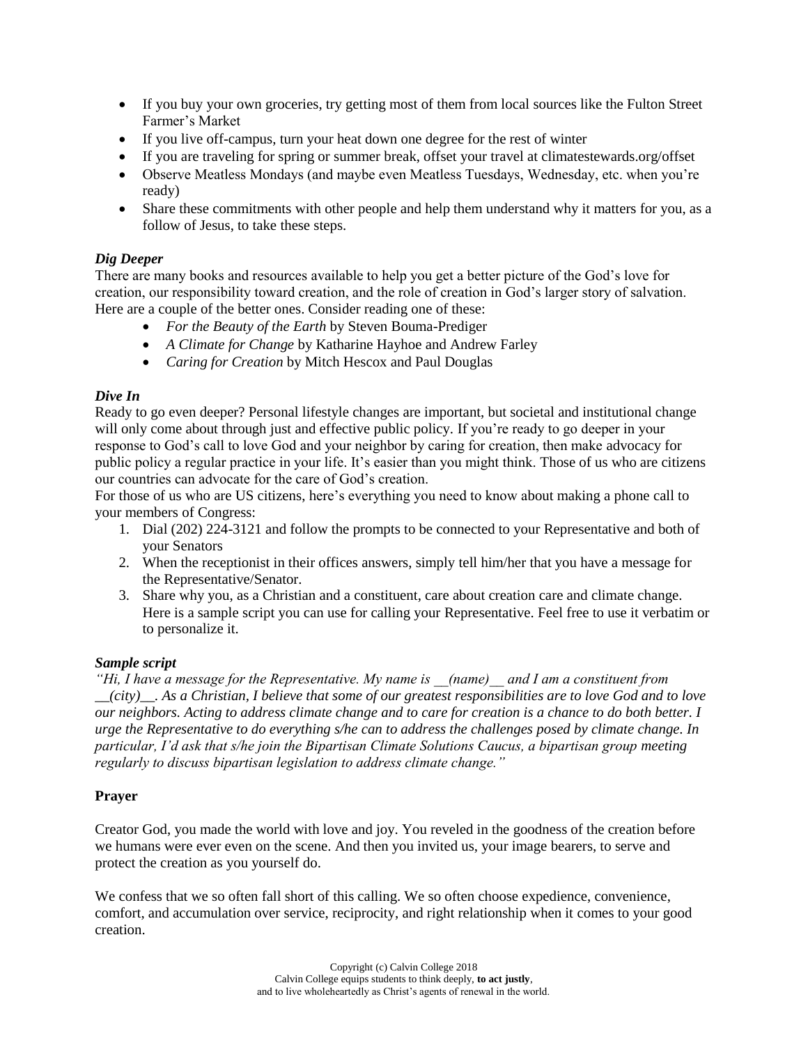- If you buy your own groceries, try getting most of them from local sources like the Fulton Street Farmer's Market
- If you live off-campus, turn your heat down one degree for the rest of winter
- If you are traveling for spring or summer break, offset your travel at climatestewards.org/offset
- Observe Meatless Mondays (and maybe even Meatless Tuesdays, Wednesday, etc. when you're ready)
- Share these commitments with other people and help them understand why it matters for you, as a follow of Jesus, to take these steps.

***Dig Deeper***

There are many books and resources available to help you get a better picture of the God's love for creation, our responsibility toward creation, and the role of creation in God's larger story of salvation. Here are a couple of the better ones. Consider reading one of these:

- *For the Beauty of the Earth* by Steven Bouma-Prediger
- *A Climate for Change* by Katharine Hayhoe and Andrew Farley
- *Caring for Creation* by Mitch Hescox and Paul Douglas

***Dive In***

Ready to go even deeper? Personal lifestyle changes are important, but societal and institutional change will only come about through just and effective public policy. If you're ready to go deeper in your response to God's call to love God and your neighbor by caring for creation, then make advocacy for public policy a regular practice in your life. It's easier than you might think. Those of us who are citizens our countries can advocate for the care of God's creation.

For those of us who are US citizens, here's everything you need to know about making a phone call to your members of Congress:

1. Dial (202) 224-3121 and follow the prompts to be connected to your Representative and both of your Senators
2. When the receptionist in their offices answers, simply tell him/her that you have a message for the Representative/Senator.
3. Share why you, as a Christian and a constituent, care about creation care and climate change. Here is a sample script you can use for calling your Representative. Feel free to use it verbatim or to personalize it.

***Sample script***

*"Hi, I have a message for the Representative. My name is __(name)__ and I am a constituent from __(city)__. As a Christian, I believe that some of our greatest responsibilities are to love God and to love our neighbors. Acting to address climate change and to care for creation is a chance to do both better. I urge the Representative to do everything s/he can to address the challenges posed by climate change. In particular, I'd ask that s/he join the Bipartisan Climate Solutions Caucus, a bipartisan group meeting regularly to discuss bipartisan legislation to address climate change."*

**Prayer**

Creator God, you made the world with love and joy. You reveled in the goodness of the creation before we humans were ever even on the scene. And then you invited us, your image bearers, to serve and protect the creation as you yourself do.

We confess that we so often fall short of this calling. We so often choose expedience, convenience, comfort, and accumulation over service, reciprocity, and right relationship when it comes to your good creation.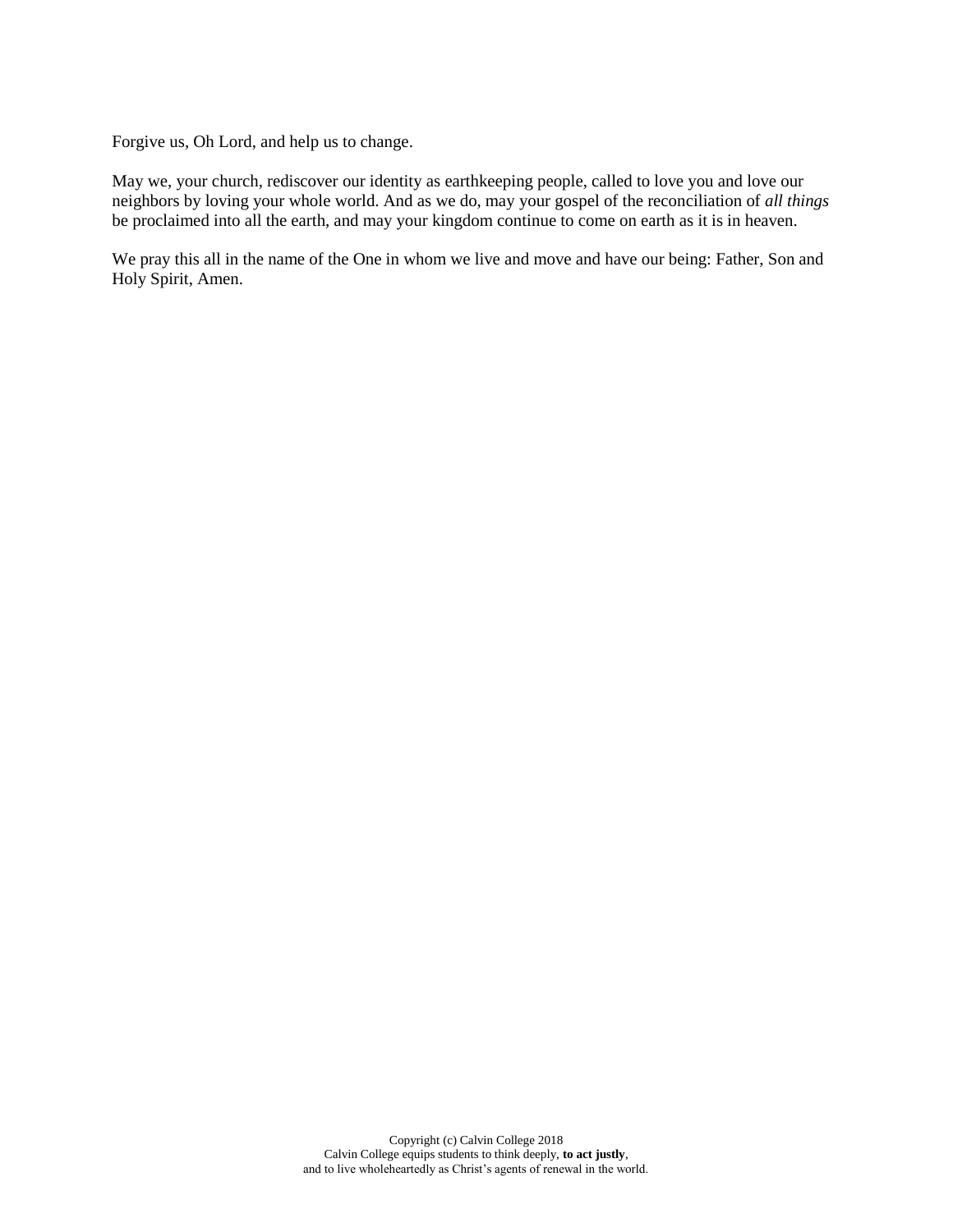Forgive us, Oh Lord, and help us to change.

May we, your church, rediscover our identity as earthkeeping people, called to love you and love our neighbors by loving your whole world. And as we do, may your gospel of the reconciliation of *all things* be proclaimed into all the earth, and may your kingdom continue to come on earth as it is in heaven.

We pray this all in the name of the One in whom we live and move and have our being: Father, Son and Holy Spirit, Amen.

Copyright (c) Calvin College 2018
Calvin College equips students to think deeply, **to act justly**,
and to live wholeheartedly as Christ's agents of renewal in the world.